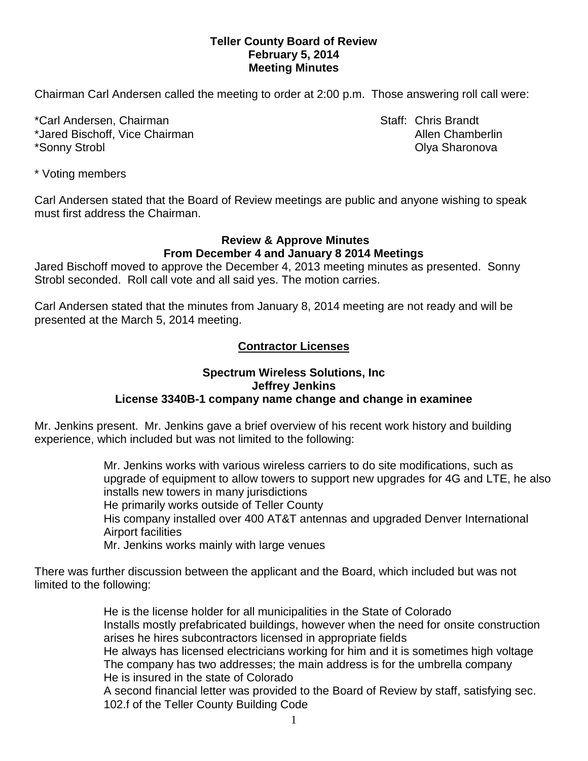**Teller County Board of Review**
**February 5, 2014**
**Meeting Minutes**

Chairman Carl Andersen called the meeting to order at 2:00 p.m. Those answering roll call were:

*Carl Andersen, Chairman
*Jared Bischoff, Vice Chairman
*Sonny Strobl

Staff: Chris Brandt
Allen Chamberlin
Olya Sharonova

* Voting members

Carl Andersen stated that the Board of Review meetings are public and anyone wishing to speak must first address the Chairman.

## Review & Approve Minutes From December 4 and January 8 2014 Meetings

Jared Bischoff moved to approve the December 4, 2013 meeting minutes as presented. Sonny Strobl seconded. Roll call vote and all said yes. The motion carries.

Carl Andersen stated that the minutes from January 8, 2014 meeting are not ready and will be presented at the March 5, 2014 meeting.

## Contractor Licenses

### Spectrum Wireless Solutions, Inc
### Jeffrey Jenkins
### License 3340B-1 company name change and change in examinee

Mr. Jenkins present. Mr. Jenkins gave a brief overview of his recent work history and building experience, which included but was not limited to the following:

Mr. Jenkins works with various wireless carriers to do site modifications, such as upgrade of equipment to allow towers to support new upgrades for 4G and LTE, he also installs new towers in many jurisdictions
He primarily works outside of Teller County
His company installed over 400 AT&T antennas and upgraded Denver International Airport facilities
Mr. Jenkins works mainly with large venues

There was further discussion between the applicant and the Board, which included but was not limited to the following:

He is the license holder for all municipalities in the State of Colorado
Installs mostly prefabricated buildings, however when the need for onsite construction arises he hires subcontractors licensed in appropriate fields
He always has licensed electricians working for him and it is sometimes high voltage
The company has two addresses; the main address is for the umbrella company
He is insured in the state of Colorado
A second financial letter was provided to the Board of Review by staff, satisfying sec. 102.f of the Teller County Building Code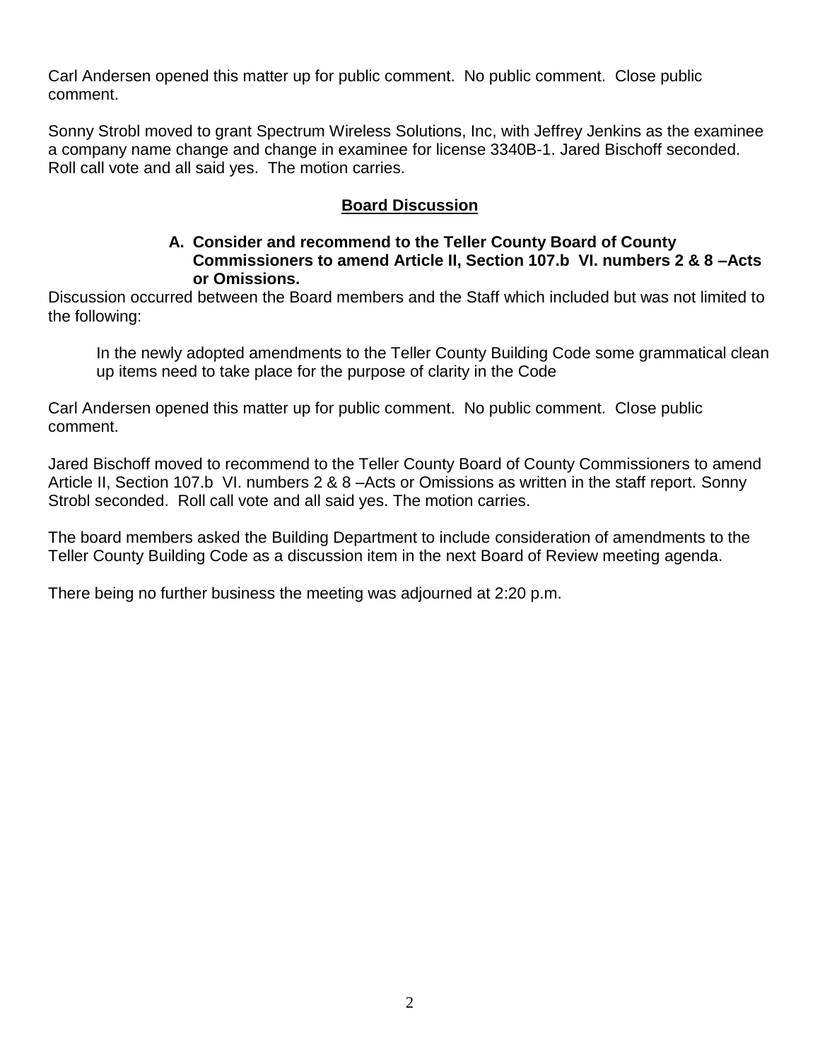Carl Andersen opened this matter up for public comment. No public comment. Close public comment.

Sonny Strobl moved to grant Spectrum Wireless Solutions, Inc, with Jeffrey Jenkins as the examinee a company name change and change in examinee for license 3340B-1. Jared Bischoff seconded. Roll call vote and all said yes. The motion carries.

## Board Discussion

**A. Consider and recommend to the Teller County Board of County Commissioners to amend Article II, Section 107.b VI. numbers 2 & 8 –Acts or Omissions.**

Discussion occurred between the Board members and the Staff which included but was not limited to the following:

> In the newly adopted amendments to the Teller County Building Code some grammatical clean up items need to take place for the purpose of clarity in the Code

Carl Andersen opened this matter up for public comment. No public comment. Close public comment.

Jared Bischoff moved to recommend to the Teller County Board of County Commissioners to amend Article II, Section 107.b VI. numbers 2 & 8 –Acts or Omissions as written in the staff report. Sonny Strobl seconded. Roll call vote and all said yes. The motion carries.

The board members asked the Building Department to include consideration of amendments to the Teller County Building Code as a discussion item in the next Board of Review meeting agenda.

There being no further business the meeting was adjourned at 2:20 p.m.